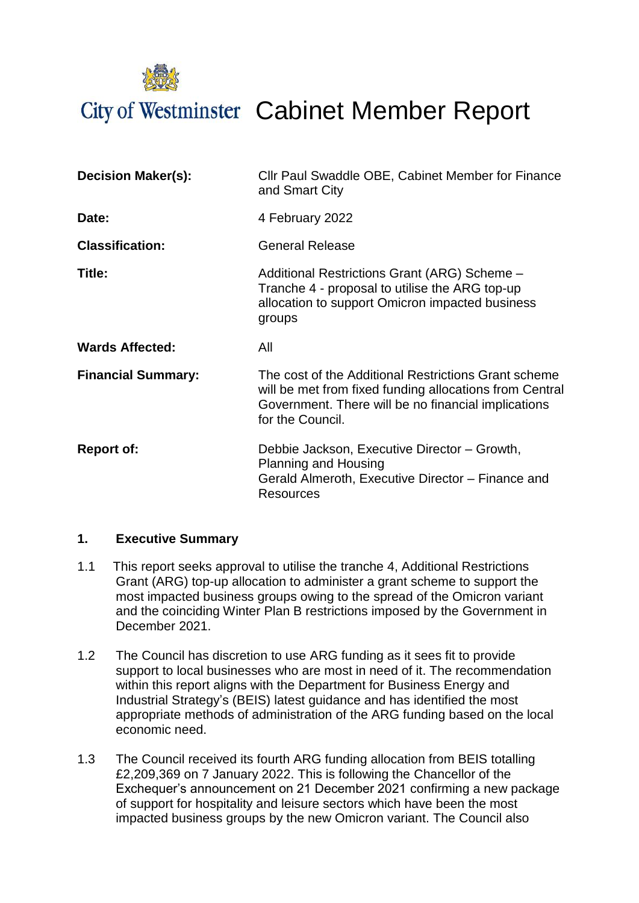# City of Westminster Cabinet Member Report

| | |
|---|---|
| **Decision Maker(s):** | Cllr Paul Swaddle OBE, Cabinet Member for Finance and Smart City |
| **Date:** | 4 February 2022 |
| **Classification:** | General Release |
| **Title:** | Additional Restrictions Grant (ARG) Scheme – Tranche 4 - proposal to utilise the ARG top-up allocation to support Omicron impacted business groups |
| **Wards Affected:** | All |
| **Financial Summary:** | The cost of the Additional Restrictions Grant scheme will be met from fixed funding allocations from Central Government. There will be no financial implications for the Council. |
| **Report of:** | Debbie Jackson, Executive Director – Growth, Planning and Housing<br>Gerald Almeroth, Executive Director – Finance and Resources |

## 1. Executive Summary

1.1 This report seeks approval to utilise the tranche 4, Additional Restrictions Grant (ARG) top-up allocation to administer a grant scheme to support the most impacted business groups owing to the spread of the Omicron variant and the coinciding Winter Plan B restrictions imposed by the Government in December 2021.

1.2 The Council has discretion to use ARG funding as it sees fit to provide support to local businesses who are most in need of it. The recommendation within this report aligns with the Department for Business Energy and Industrial Strategy's (BEIS) latest guidance and has identified the most appropriate methods of administration of the ARG funding based on the local economic need.

1.3 The Council received its fourth ARG funding allocation from BEIS totalling £2,209,369 on 7 January 2022. This is following the Chancellor of the Exchequer's announcement on 21 December 2021 confirming a new package of support for hospitality and leisure sectors which have been the most impacted business groups by the new Omicron variant. The Council also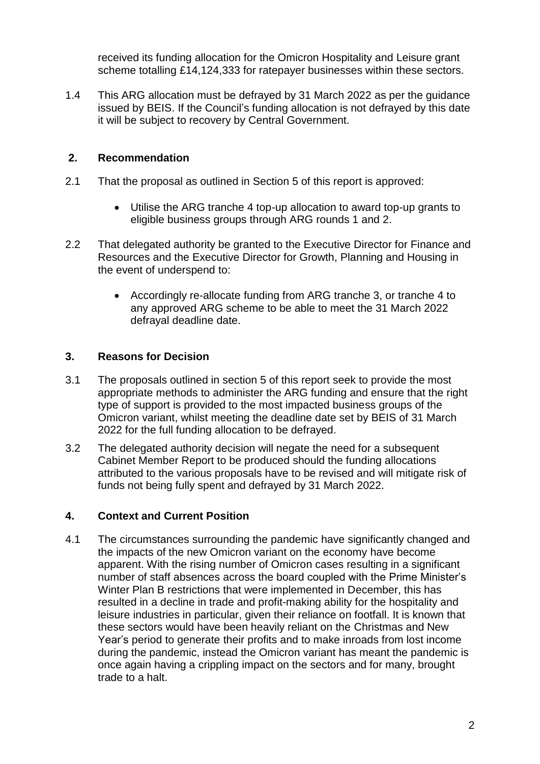received its funding allocation for the Omicron Hospitality and Leisure grant scheme totalling £14,124,333 for ratepayer businesses within these sectors.

1.4 This ARG allocation must be defrayed by 31 March 2022 as per the guidance issued by BEIS. If the Council's funding allocation is not defrayed by this date it will be subject to recovery by Central Government.

## 2. Recommendation

2.1 That the proposal as outlined in Section 5 of this report is approved:

- Utilise the ARG tranche 4 top-up allocation to award top-up grants to eligible business groups through ARG rounds 1 and 2.

2.2 That delegated authority be granted to the Executive Director for Finance and Resources and the Executive Director for Growth, Planning and Housing in the event of underspend to:

- Accordingly re-allocate funding from ARG tranche 3, or tranche 4 to any approved ARG scheme to be able to meet the 31 March 2022 defrayal deadline date.

## 3. Reasons for Decision

3.1 The proposals outlined in section 5 of this report seek to provide the most appropriate methods to administer the ARG funding and ensure that the right type of support is provided to the most impacted business groups of the Omicron variant, whilst meeting the deadline date set by BEIS of 31 March 2022 for the full funding allocation to be defrayed.

3.2 The delegated authority decision will negate the need for a subsequent Cabinet Member Report to be produced should the funding allocations attributed to the various proposals have to be revised and will mitigate risk of funds not being fully spent and defrayed by 31 March 2022.

## 4. Context and Current Position

4.1 The circumstances surrounding the pandemic have significantly changed and the impacts of the new Omicron variant on the economy have become apparent. With the rising number of Omicron cases resulting in a significant number of staff absences across the board coupled with the Prime Minister's Winter Plan B restrictions that were implemented in December, this has resulted in a decline in trade and profit-making ability for the hospitality and leisure industries in particular, given their reliance on footfall. It is known that these sectors would have been heavily reliant on the Christmas and New Year's period to generate their profits and to make inroads from lost income during the pandemic, instead the Omicron variant has meant the pandemic is once again having a crippling impact on the sectors and for many, brought trade to a halt.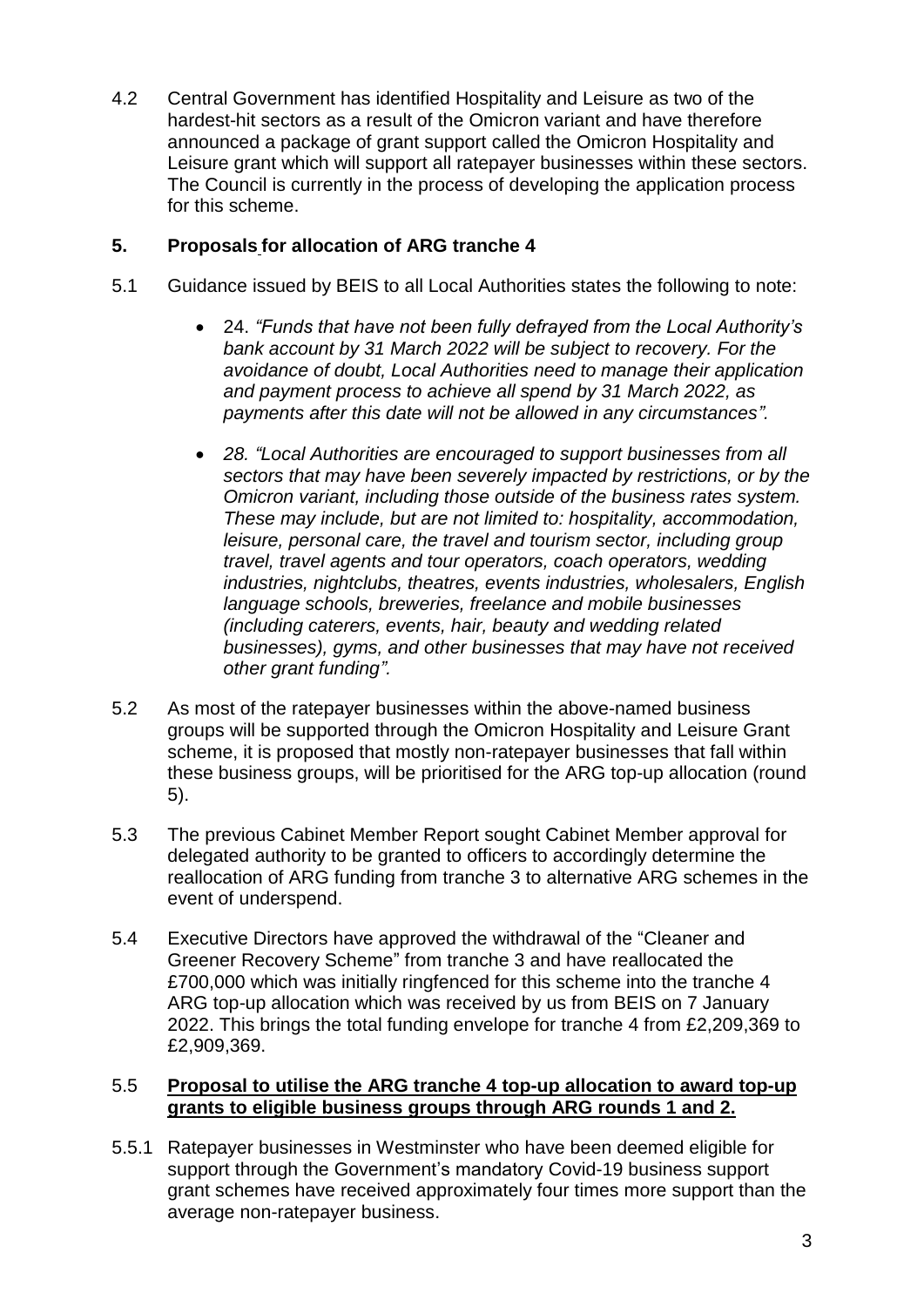4.2 Central Government has identified Hospitality and Leisure as two of the hardest-hit sectors as a result of the Omicron variant and have therefore announced a package of grant support called the Omicron Hospitality and Leisure grant which will support all ratepayer businesses within these sectors. The Council is currently in the process of developing the application process for this scheme.

## 5. Proposals for allocation of ARG tranche 4

5.1 Guidance issued by BEIS to all Local Authorities states the following to note:

- 24. *"Funds that have not been fully defrayed from the Local Authority's bank account by 31 March 2022 will be subject to recovery. For the avoidance of doubt, Local Authorities need to manage their application and payment process to achieve all spend by 31 March 2022, as payments after this date will not be allowed in any circumstances".*

- *28. "Local Authorities are encouraged to support businesses from all sectors that may have been severely impacted by restrictions, or by the Omicron variant, including those outside of the business rates system. These may include, but are not limited to: hospitality, accommodation, leisure, personal care, the travel and tourism sector, including group travel, travel agents and tour operators, coach operators, wedding industries, nightclubs, theatres, events industries, wholesalers, English language schools, breweries, freelance and mobile businesses (including caterers, events, hair, beauty and wedding related businesses), gyms, and other businesses that may have not received other grant funding".*

5.2 As most of the ratepayer businesses within the above-named business groups will be supported through the Omicron Hospitality and Leisure Grant scheme, it is proposed that mostly non-ratepayer businesses that fall within these business groups, will be prioritised for the ARG top-up allocation (round 5).

5.3 The previous Cabinet Member Report sought Cabinet Member approval for delegated authority to be granted to officers to accordingly determine the reallocation of ARG funding from tranche 3 to alternative ARG schemes in the event of underspend.

5.4 Executive Directors have approved the withdrawal of the "Cleaner and Greener Recovery Scheme" from tranche 3 and have reallocated the £700,000 which was initially ringfenced for this scheme into the tranche 4 ARG top-up allocation which was received by us from BEIS on 7 January 2022. This brings the total funding envelope for tranche 4 from £2,209,369 to £2,909,369.

5.5 **Proposal to utilise the ARG tranche 4 top-up allocation to award top-up grants to eligible business groups through ARG rounds 1 and 2.**

5.5.1 Ratepayer businesses in Westminster who have been deemed eligible for support through the Government's mandatory Covid-19 business support grant schemes have received approximately four times more support than the average non-ratepayer business.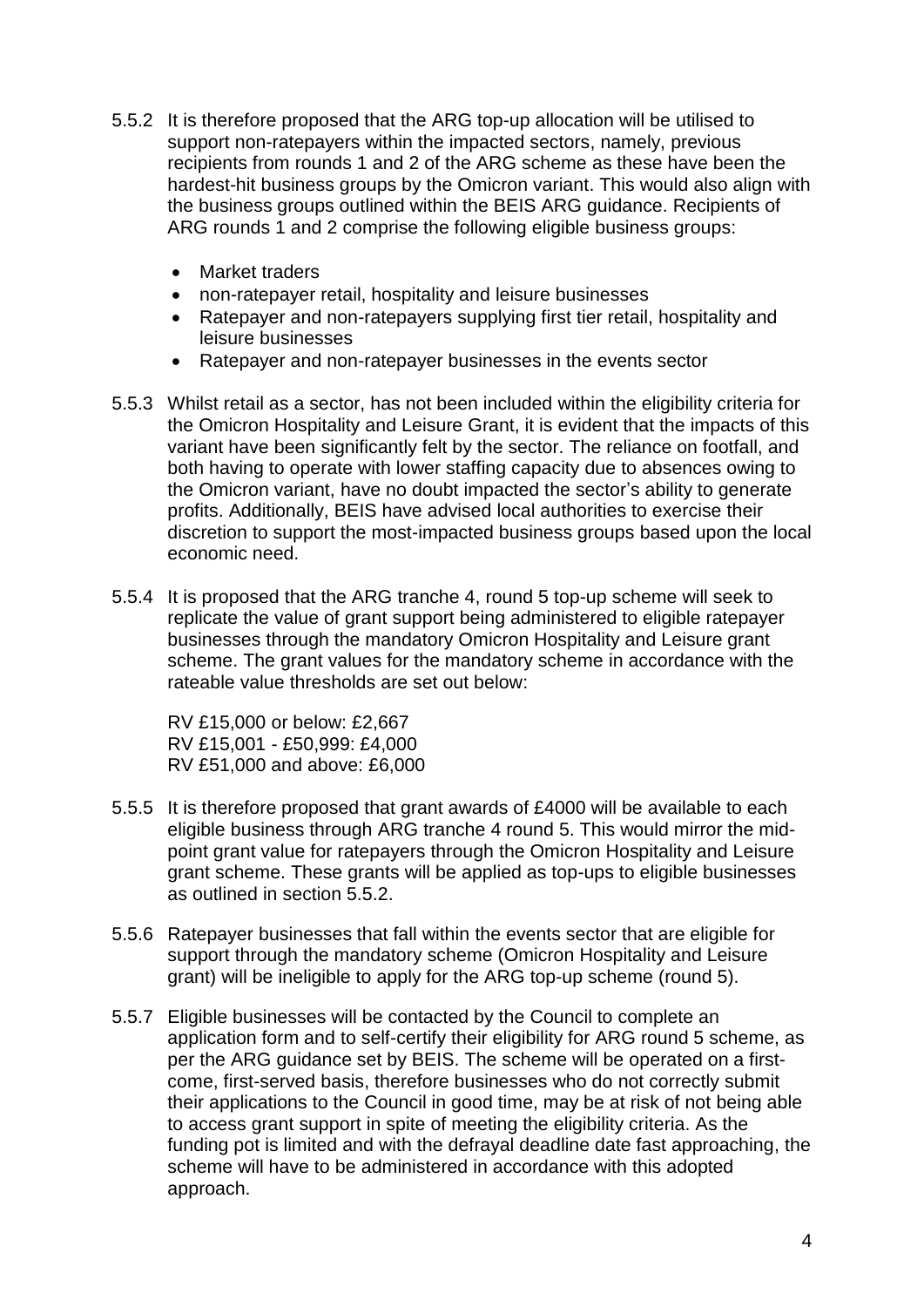5.5.2 It is therefore proposed that the ARG top-up allocation will be utilised to support non-ratepayers within the impacted sectors, namely, previous recipients from rounds 1 and 2 of the ARG scheme as these have been the hardest-hit business groups by the Omicron variant. This would also align with the business groups outlined within the BEIS ARG guidance. Recipients of ARG rounds 1 and 2 comprise the following eligible business groups:

- Market traders
- non-ratepayer retail, hospitality and leisure businesses
- Ratepayer and non-ratepayers supplying first tier retail, hospitality and leisure businesses
- Ratepayer and non-ratepayer businesses in the events sector

5.5.3 Whilst retail as a sector, has not been included within the eligibility criteria for the Omicron Hospitality and Leisure Grant, it is evident that the impacts of this variant have been significantly felt by the sector. The reliance on footfall, and both having to operate with lower staffing capacity due to absences owing to the Omicron variant, have no doubt impacted the sector's ability to generate profits. Additionally, BEIS have advised local authorities to exercise their discretion to support the most-impacted business groups based upon the local economic need.

5.5.4 It is proposed that the ARG tranche 4, round 5 top-up scheme will seek to replicate the value of grant support being administered to eligible ratepayer businesses through the mandatory Omicron Hospitality and Leisure grant scheme. The grant values for the mandatory scheme in accordance with the rateable value thresholds are set out below:

RV £15,000 or below: £2,667
RV £15,001 - £50,999: £4,000
RV £51,000 and above: £6,000

5.5.5 It is therefore proposed that grant awards of £4000 will be available to each eligible business through ARG tranche 4 round 5. This would mirror the mid-point grant value for ratepayers through the Omicron Hospitality and Leisure grant scheme. These grants will be applied as top-ups to eligible businesses as outlined in section 5.5.2.

5.5.6 Ratepayer businesses that fall within the events sector that are eligible for support through the mandatory scheme (Omicron Hospitality and Leisure grant) will be ineligible to apply for the ARG top-up scheme (round 5).

5.5.7 Eligible businesses will be contacted by the Council to complete an application form and to self-certify their eligibility for ARG round 5 scheme, as per the ARG guidance set by BEIS. The scheme will be operated on a first-come, first-served basis, therefore businesses who do not correctly submit their applications to the Council in good time, may be at risk of not being able to access grant support in spite of meeting the eligibility criteria. As the funding pot is limited and with the defrayal deadline date fast approaching, the scheme will have to be administered in accordance with this adopted approach.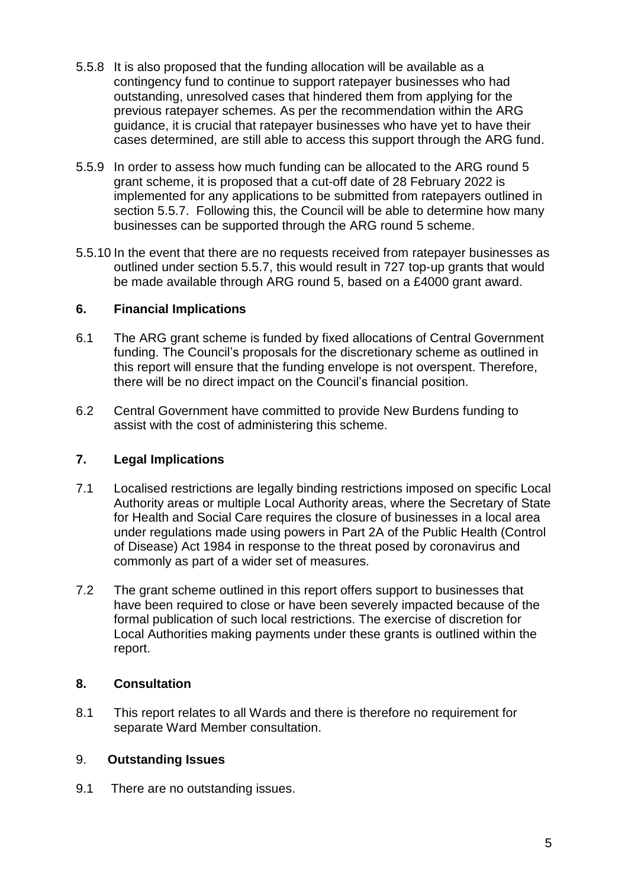5.5.8 It is also proposed that the funding allocation will be available as a contingency fund to continue to support ratepayer businesses who had outstanding, unresolved cases that hindered them from applying for the previous ratepayer schemes. As per the recommendation within the ARG guidance, it is crucial that ratepayer businesses who have yet to have their cases determined, are still able to access this support through the ARG fund.

5.5.9 In order to assess how much funding can be allocated to the ARG round 5 grant scheme, it is proposed that a cut-off date of 28 February 2022 is implemented for any applications to be submitted from ratepayers outlined in section 5.5.7. Following this, the Council will be able to determine how many businesses can be supported through the ARG round 5 scheme.

5.5.10 In the event that there are no requests received from ratepayer businesses as outlined under section 5.5.7, this would result in 727 top-up grants that would be made available through ARG round 5, based on a £4000 grant award.

## 6. Financial Implications

6.1 The ARG grant scheme is funded by fixed allocations of Central Government funding. The Council's proposals for the discretionary scheme as outlined in this report will ensure that the funding envelope is not overspent. Therefore, there will be no direct impact on the Council's financial position.

6.2 Central Government have committed to provide New Burdens funding to assist with the cost of administering this scheme.

## 7. Legal Implications

7.1 Localised restrictions are legally binding restrictions imposed on specific Local Authority areas or multiple Local Authority areas, where the Secretary of State for Health and Social Care requires the closure of businesses in a local area under regulations made using powers in Part 2A of the Public Health (Control of Disease) Act 1984 in response to the threat posed by coronavirus and commonly as part of a wider set of measures.

7.2 The grant scheme outlined in this report offers support to businesses that have been required to close or have been severely impacted because of the formal publication of such local restrictions. The exercise of discretion for Local Authorities making payments under these grants is outlined within the report.

## 8. Consultation

8.1 This report relates to all Wards and there is therefore no requirement for separate Ward Member consultation.

## 9. Outstanding Issues

9.1 There are no outstanding issues.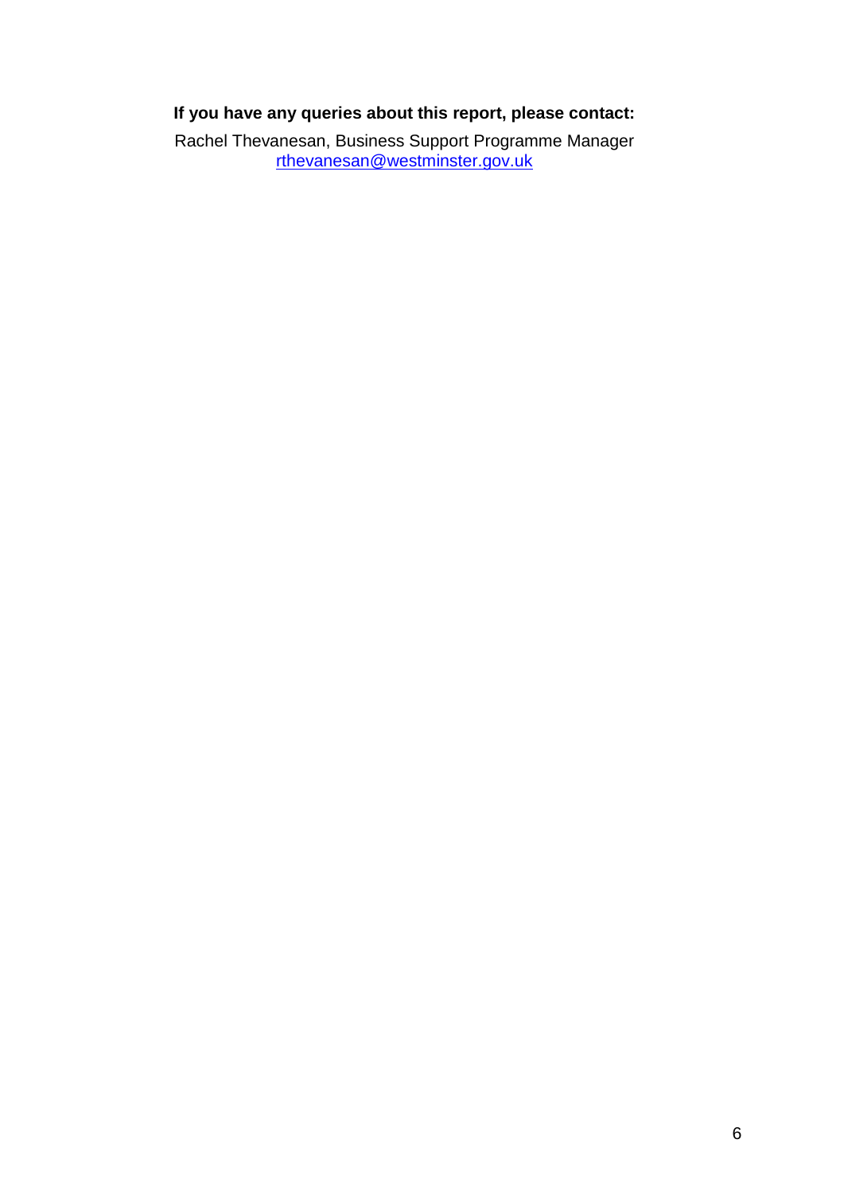**If you have any queries about this report, please contact:**

Rachel Thevanesan, Business Support Programme Manager
rthevanesan@westminster.gov.uk